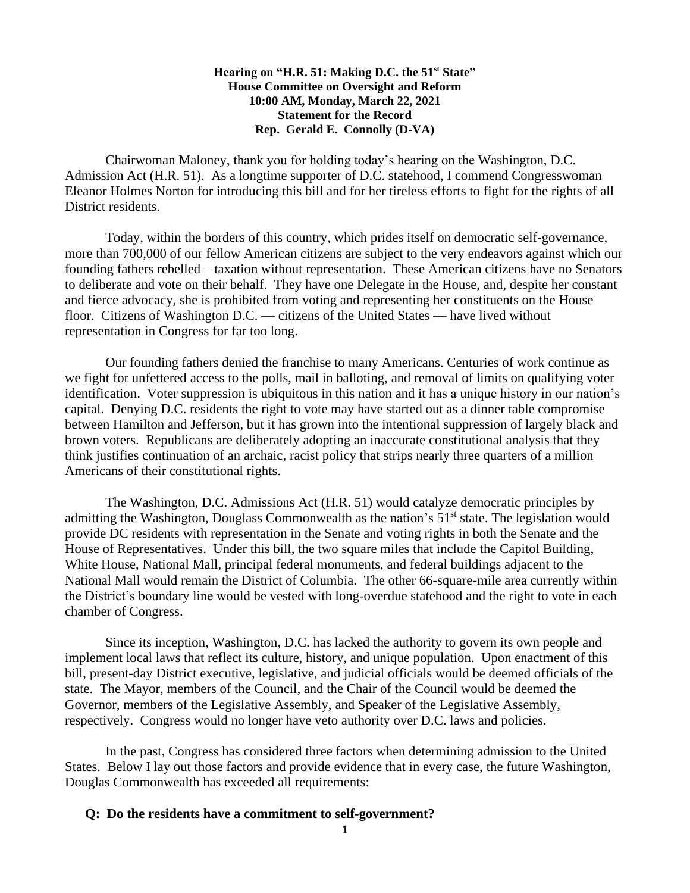**Hearing on "H.R. 51: Making D.C. the 51st State"**
**House Committee on Oversight and Reform**
**10:00 AM, Monday, March 22, 2021**
**Statement for the Record**
**Rep. Gerald E. Connolly (D-VA)**

Chairwoman Maloney, thank you for holding today's hearing on the Washington, D.C. Admission Act (H.R. 51). As a longtime supporter of D.C. statehood, I commend Congresswoman Eleanor Holmes Norton for introducing this bill and for her tireless efforts to fight for the rights of all District residents.

Today, within the borders of this country, which prides itself on democratic self-governance, more than 700,000 of our fellow American citizens are subject to the very endeavors against which our founding fathers rebelled – taxation without representation. These American citizens have no Senators to deliberate and vote on their behalf. They have one Delegate in the House, and, despite her constant and fierce advocacy, she is prohibited from voting and representing her constituents on the House floor. Citizens of Washington D.C. — citizens of the United States — have lived without representation in Congress for far too long.

Our founding fathers denied the franchise to many Americans. Centuries of work continue as we fight for unfettered access to the polls, mail in balloting, and removal of limits on qualifying voter identification. Voter suppression is ubiquitous in this nation and it has a unique history in our nation's capital. Denying D.C. residents the right to vote may have started out as a dinner table compromise between Hamilton and Jefferson, but it has grown into the intentional suppression of largely black and brown voters. Republicans are deliberately adopting an inaccurate constitutional analysis that they think justifies continuation of an archaic, racist policy that strips nearly three quarters of a million Americans of their constitutional rights.

The Washington, D.C. Admissions Act (H.R. 51) would catalyze democratic principles by admitting the Washington, Douglass Commonwealth as the nation's 51st state. The legislation would provide DC residents with representation in the Senate and voting rights in both the Senate and the House of Representatives. Under this bill, the two square miles that include the Capitol Building, White House, National Mall, principal federal monuments, and federal buildings adjacent to the National Mall would remain the District of Columbia. The other 66-square-mile area currently within the District's boundary line would be vested with long-overdue statehood and the right to vote in each chamber of Congress.

Since its inception, Washington, D.C. has lacked the authority to govern its own people and implement local laws that reflect its culture, history, and unique population. Upon enactment of this bill, present-day District executive, legislative, and judicial officials would be deemed officials of the state. The Mayor, members of the Council, and the Chair of the Council would be deemed the Governor, members of the Legislative Assembly, and Speaker of the Legislative Assembly, respectively. Congress would no longer have veto authority over D.C. laws and policies.

In the past, Congress has considered three factors when determining admission to the United States. Below I lay out those factors and provide evidence that in every case, the future Washington, Douglas Commonwealth has exceeded all requirements:

**Q: Do the residents have a commitment to self-government?**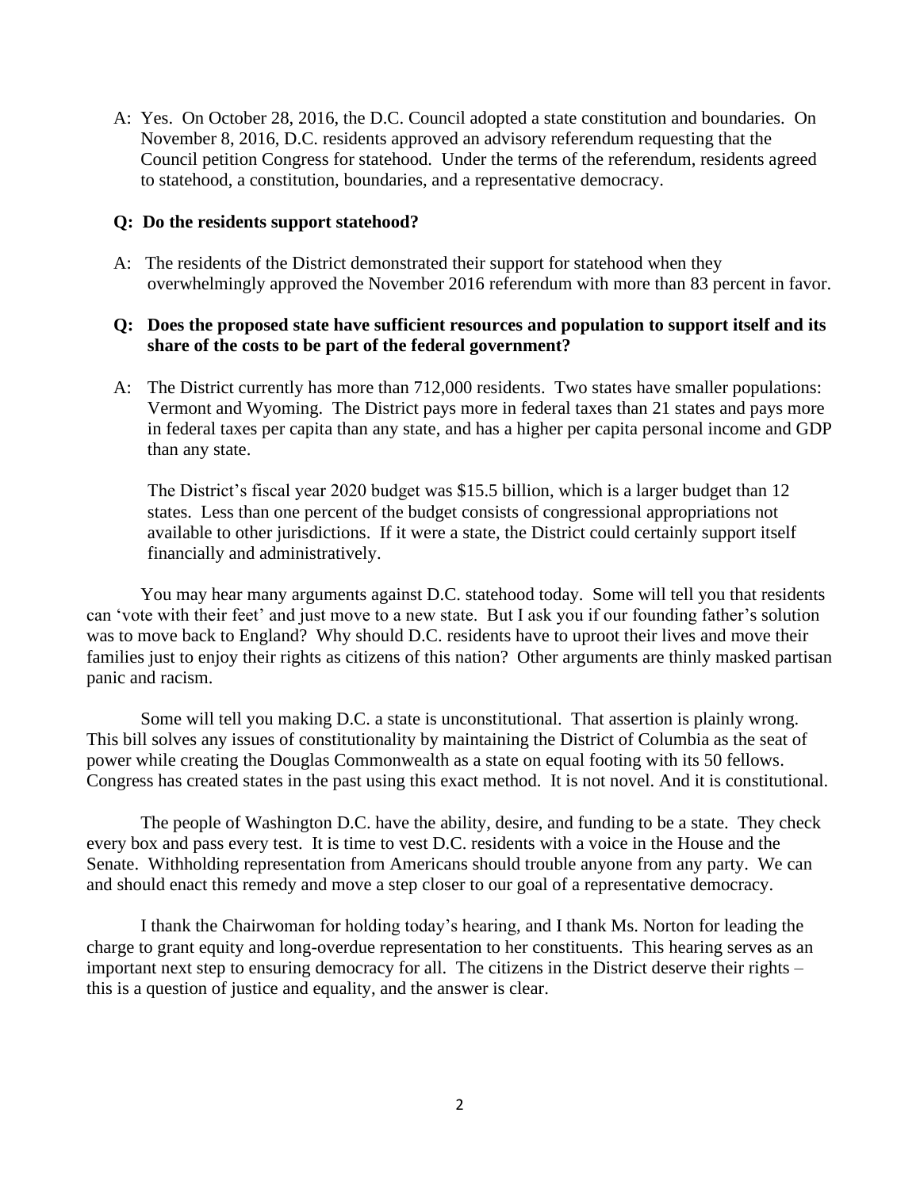A: Yes. On October 28, 2016, the D.C. Council adopted a state constitution and boundaries. On November 8, 2016, D.C. residents approved an advisory referendum requesting that the Council petition Congress for statehood. Under the terms of the referendum, residents agreed to statehood, a constitution, boundaries, and a representative democracy.

**Q: Do the residents support statehood?**

A: The residents of the District demonstrated their support for statehood when they overwhelmingly approved the November 2016 referendum with more than 83 percent in favor.

**Q: Does the proposed state have sufficient resources and population to support itself and its share of the costs to be part of the federal government?**

A: The District currently has more than 712,000 residents. Two states have smaller populations: Vermont and Wyoming. The District pays more in federal taxes than 21 states and pays more in federal taxes per capita than any state, and has a higher per capita personal income and GDP than any state.

The District's fiscal year 2020 budget was $15.5 billion, which is a larger budget than 12 states. Less than one percent of the budget consists of congressional appropriations not available to other jurisdictions. If it were a state, the District could certainly support itself financially and administratively.

You may hear many arguments against D.C. statehood today. Some will tell you that residents can 'vote with their feet' and just move to a new state. But I ask you if our founding father's solution was to move back to England? Why should D.C. residents have to uproot their lives and move their families just to enjoy their rights as citizens of this nation? Other arguments are thinly masked partisan panic and racism.

Some will tell you making D.C. a state is unconstitutional. That assertion is plainly wrong. This bill solves any issues of constitutionality by maintaining the District of Columbia as the seat of power while creating the Douglas Commonwealth as a state on equal footing with its 50 fellows. Congress has created states in the past using this exact method. It is not novel. And it is constitutional.

The people of Washington D.C. have the ability, desire, and funding to be a state. They check every box and pass every test. It is time to vest D.C. residents with a voice in the House and the Senate. Withholding representation from Americans should trouble anyone from any party. We can and should enact this remedy and move a step closer to our goal of a representative democracy.

I thank the Chairwoman for holding today's hearing, and I thank Ms. Norton for leading the charge to grant equity and long-overdue representation to her constituents. This hearing serves as an important next step to ensuring democracy for all. The citizens in the District deserve their rights – this is a question of justice and equality, and the answer is clear.